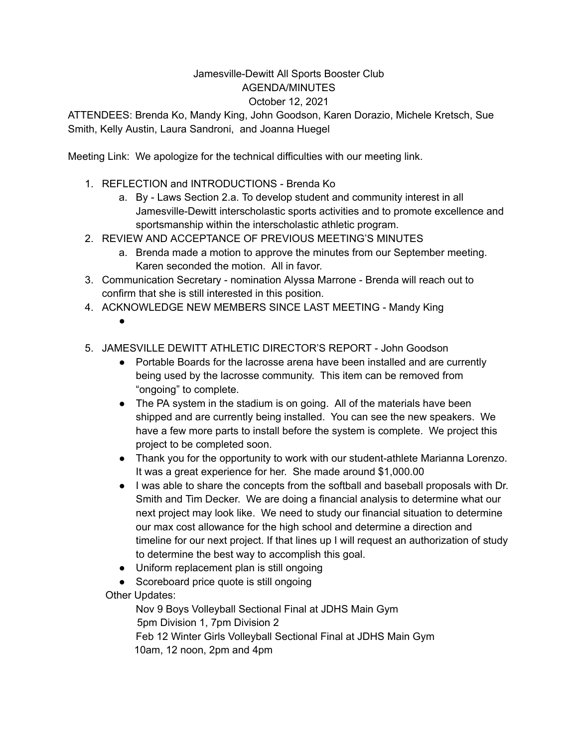# Jamesville-Dewitt All Sports Booster Club
## AGENDA/MINUTES
### October 12, 2021

ATTENDEES: Brenda Ko, Mandy King, John Goodson, Karen Dorazio, Michele Kretsch, Sue Smith, Kelly Austin, Laura Sandroni, and Joanna Huegel

Meeting Link: We apologize for the technical difficulties with our meeting link.

1. REFLECTION and INTRODUCTIONS - Brenda Ko
   a. By - Laws Section 2.a. To develop student and community interest in all Jamesville-Dewitt interscholastic sports activities and to promote excellence and sportsmanship within the interscholastic athletic program.
2. REVIEW AND ACCEPTANCE OF PREVIOUS MEETING'S MINUTES
   a. Brenda made a motion to approve the minutes from our September meeting. Karen seconded the motion. All in favor.
3. Communication Secretary - nomination Alyssa Marrone - Brenda will reach out to confirm that she is still interested in this position.
4. ACKNOWLEDGE NEW MEMBERS SINCE LAST MEETING - Mandy King
   -
5. JAMESVILLE DEWITT ATHLETIC DIRECTOR'S REPORT - John Goodson
   - Portable Boards for the lacrosse arena have been installed and are currently being used by the lacrosse community. This item can be removed from "ongoing" to complete.
   - The PA system in the stadium is on going. All of the materials have been shipped and are currently being installed. You can see the new speakers. We have a few more parts to install before the system is complete. We project this project to be completed soon.
   - Thank you for the opportunity to work with our student-athlete Marianna Lorenzo. It was a great experience for her. She made around $1,000.00
   - I was able to share the concepts from the softball and baseball proposals with Dr. Smith and Tim Decker. We are doing a financial analysis to determine what our next project may look like. We need to study our financial situation to determine our max cost allowance for the high school and determine a direction and timeline for our next project. If that lines up I will request an authorization of study to determine the best way to accomplish this goal.
   - Uniform replacement plan is still ongoing
   - Scoreboard price quote is still ongoing

   Other Updates:

   Nov 9 Boys Volleyball Sectional Final at JDHS Main Gym
   5pm Division 1, 7pm Division 2
   Feb 12 Winter Girls Volleyball Sectional Final at JDHS Main Gym
   10am, 12 noon, 2pm and 4pm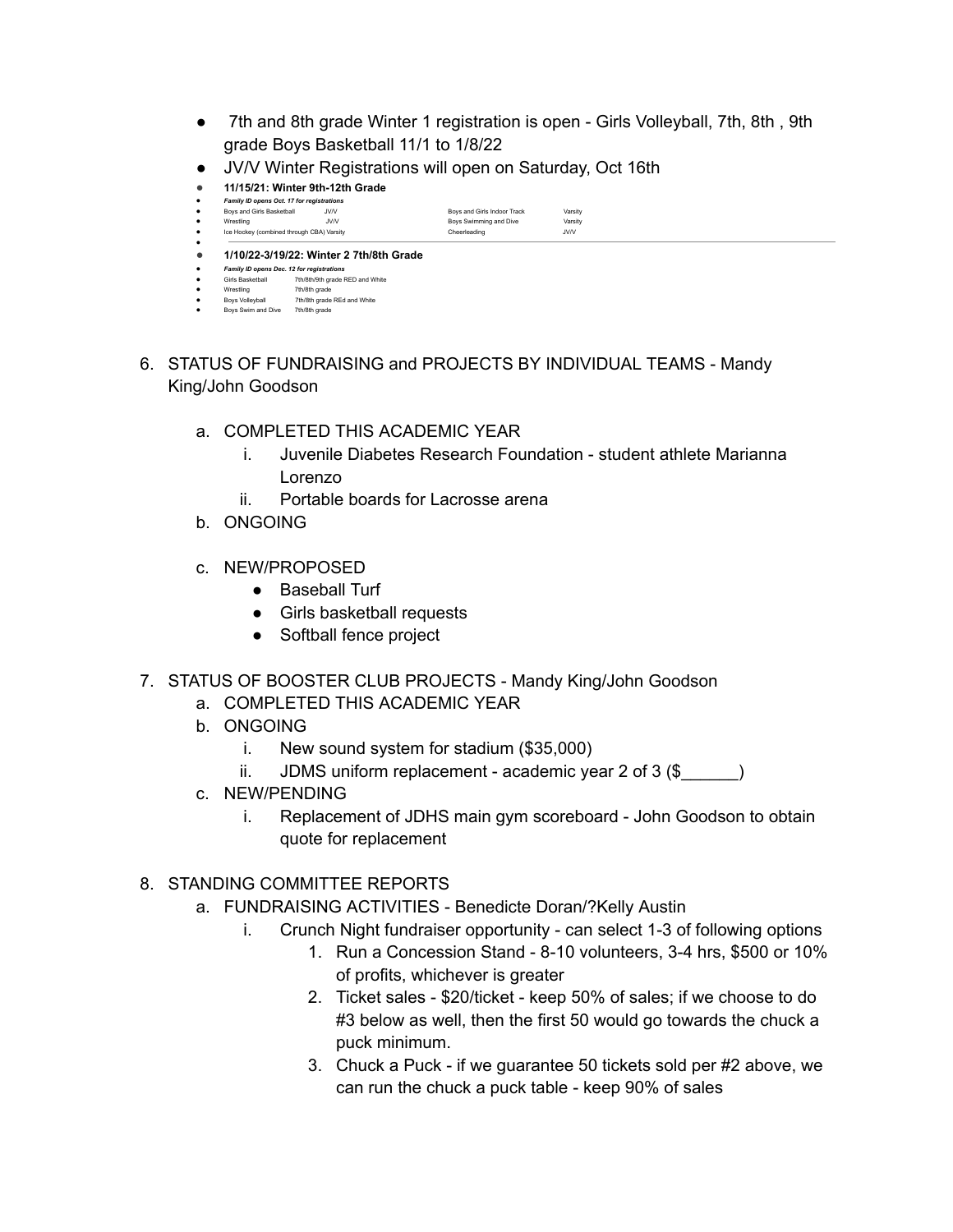- 7th and 8th grade Winter 1 registration is open - Girls Volleyball, 7th, 8th , 9th grade Boys Basketball 11/1 to 1/8/22
- JV/V Winter Registrations will open on Saturday, Oct 16th
- **11/15/21: Winter 9th-12th Grade**
- ***Family ID opens Oct. 17 for registrations***
- Boys and Girls Basketball JV/V Boys and Girls Indoor Track Varsity
- Wrestling JV/V Boys Swimming and Dive Varsity
- Ice Hockey (combined through CBA) Varsity Cheerleading JV/V
- 
- **1/10/22-3/19/22: Winter 2 7th/8th Grade**
- ***Family ID opens Dec. 12 for registrations***
- Girls Basketball 7th/8th/9th grade RED and White
- Wrestling 7th/8th grade
- Boys Volleyball 7th/8th grade REd and White
- Boys Swim and Dive 7th/8th grade

6. STATUS OF FUNDRAISING and PROJECTS BY INDIVIDUAL TEAMS - Mandy King/John Goodson
   a. COMPLETED THIS ACADEMIC YEAR
      i. Juvenile Diabetes Research Foundation - student athlete Marianna Lorenzo
      ii. Portable boards for Lacrosse arena
   b. ONGOING
   c. NEW/PROPOSED
      - Baseball Turf
      - Girls basketball requests
      - Softball fence project

7. STATUS OF BOOSTER CLUB PROJECTS - Mandy King/John Goodson
   a. COMPLETED THIS ACADEMIC YEAR
   b. ONGOING
      i. New sound system for stadium ($35,000)
      ii. JDMS uniform replacement - academic year 2 of 3 ($______)
   c. NEW/PENDING
      i. Replacement of JDHS main gym scoreboard - John Goodson to obtain quote for replacement

8. STANDING COMMITTEE REPORTS
   a. FUNDRAISING ACTIVITIES - Benedicte Doran/?Kelly Austin
      i. Crunch Night fundraiser opportunity - can select 1-3 of following options
         1. Run a Concession Stand - 8-10 volunteers, 3-4 hrs, $500 or 10% of profits, whichever is greater
         2. Ticket sales - $20/ticket - keep 50% of sales; if we choose to do #3 below as well, then the first 50 would go towards the chuck a puck minimum.
         3. Chuck a Puck - if we guarantee 50 tickets sold per #2 above, we can run the chuck a puck table - keep 90% of sales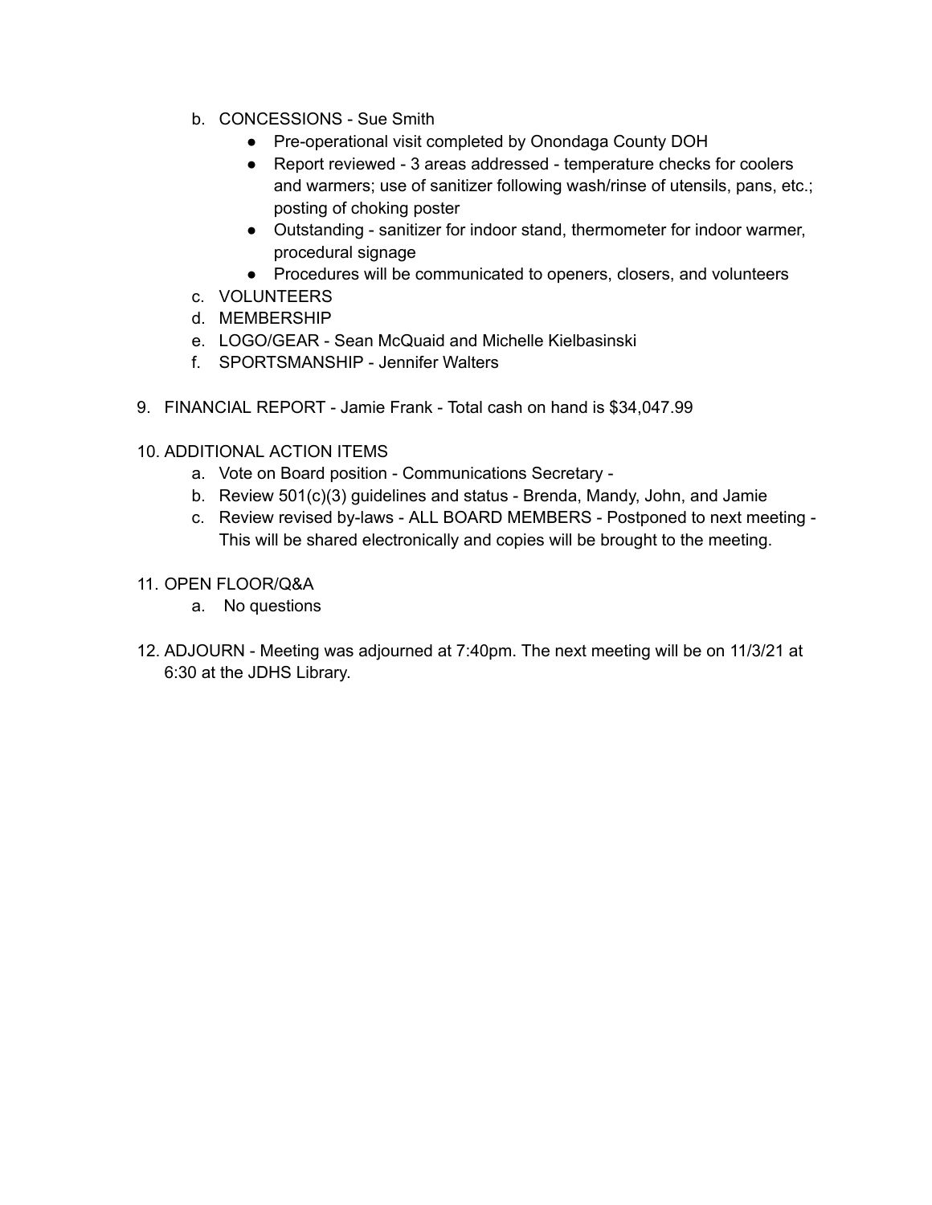b. CONCESSIONS - Sue Smith
   - Pre-operational visit completed by Onondaga County DOH
   - Report reviewed - 3 areas addressed - temperature checks for coolers and warmers; use of sanitizer following wash/rinse of utensils, pans, etc.; posting of choking poster
   - Outstanding - sanitizer for indoor stand, thermometer for indoor warmer, procedural signage
   - Procedures will be communicated to openers, closers, and volunteers

c. VOLUNTEERS

d. MEMBERSHIP

e. LOGO/GEAR - Sean McQuaid and Michelle Kielbasinski

f. SPORTSMANSHIP - Jennifer Walters

9. FINANCIAL REPORT - Jamie Frank - Total cash on hand is $34,047.99

10. ADDITIONAL ACTION ITEMS
    a. Vote on Board position - Communications Secretary -
    b. Review 501(c)(3) guidelines and status - Brenda, Mandy, John, and Jamie
    c. Review revised by-laws - ALL BOARD MEMBERS - Postponed to next meeting - This will be shared electronically and copies will be brought to the meeting.

11. OPEN FLOOR/Q&A
    a. No questions

12. ADJOURN - Meeting was adjourned at 7:40pm. The next meeting will be on 11/3/21 at 6:30 at the JDHS Library.